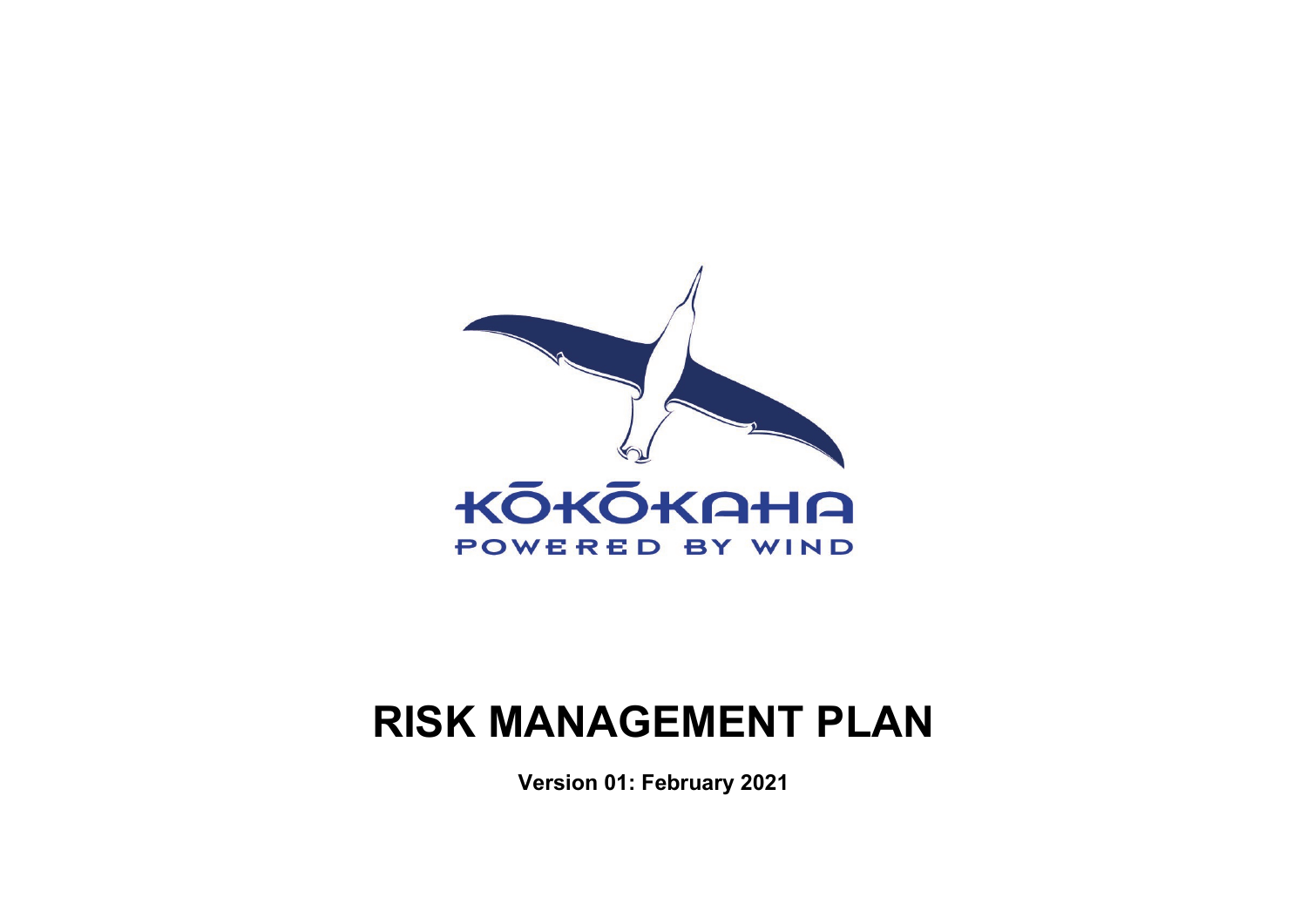KŌKŌKAHA

POWERED BY WIND

# RISK MANAGEMENT PLAN

**Version 01: February 2021**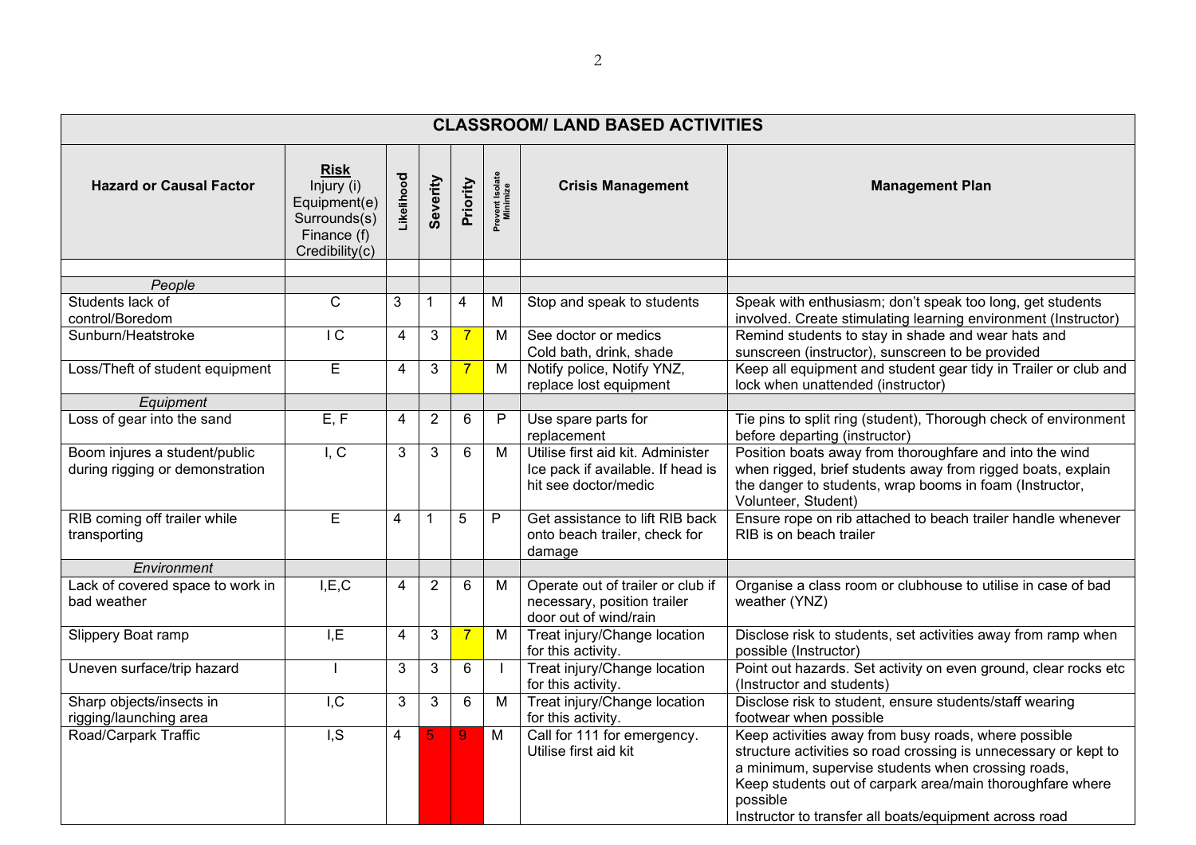| CLASSROOM/ LAND BASED ACTIVITIES | | | | | | | |
|---|---|---|---|---|---|---|---|
| **Hazard or Causal Factor** | **Risk** Injury (i) Equipment(e) Surrounds(s) Finance (f) Credibility(c) | **Likelihood** | **Severity** | **Priority** | **Prevent Isolate Minimize** | **Crisis Management** | **Management Plan** |
| | | | | | | | |
| *People* | | | | | | | |
| Students lack of control/Boredom | C | 3 | 1 | 4 | M | Stop and speak to students | Speak with enthusiasm; don't speak too long, get students involved. Create stimulating learning environment (Instructor) |
| Sunburn/Heatstroke | I C | 4 | 3 | 7 | M | See doctor or medics Cold bath, drink, shade | Remind students to stay in shade and wear hats and sunscreen (instructor), sunscreen to be provided |
| Loss/Theft of student equipment | E | 4 | 3 | 7 | M | Notify police, Notify YNZ, replace lost equipment | Keep all equipment and student gear tidy in Trailer or club and lock when unattended (instructor) |
| *Equipment* | | | | | | | |
| Loss of gear into the sand | E, F | 4 | 2 | 6 | P | Use spare parts for replacement | Tie pins to split ring (student), Thorough check of environment before departing (instructor) |
| Boom injures a student/public during rigging or demonstration | I, C | 3 | 3 | 6 | M | Utilise first aid kit. Administer Ice pack if available. If head is hit see doctor/medic | Position boats away from thoroughfare and into the wind when rigged, brief students away from rigged boats, explain the danger to students, wrap booms in foam (Instructor, Volunteer, Student) |
| RIB coming off trailer while transporting | E | 4 | 1 | 5 | P | Get assistance to lift RIB back onto beach trailer, check for damage | Ensure rope on rib attached to beach trailer handle whenever RIB is on beach trailer |
| *Environment* | | | | | | | |
| Lack of covered space to work in bad weather | I,E,C | 4 | 2 | 6 | M | Operate out of trailer or club if necessary, position trailer door out of wind/rain | Organise a class room or clubhouse to utilise in case of bad weather (YNZ) |
| Slippery Boat ramp | I,E | 4 | 3 | 7 | M | Treat injury/Change location for this activity. | Disclose risk to students, set activities away from ramp when possible (Instructor) |
| Uneven surface/trip hazard | I | 3 | 3 | 6 | I | Treat injury/Change location for this activity. | Point out hazards. Set activity on even ground, clear rocks etc (Instructor and students) |
| Sharp objects/insects in rigging/launching area | I,C | 3 | 3 | 6 | M | Treat injury/Change location for this activity. | Disclose risk to student, ensure students/staff wearing footwear when possible |
| Road/Carpark Traffic | I,S | 4 | 5 | 9 | M | Call for 111 for emergency. Utilise first aid kit | Keep activities away from busy roads, where possible structure activities so road crossing is unnecessary or kept to a minimum, supervise students when crossing roads, Keep students out of carpark area/main thoroughfare where possible Instructor to transfer all boats/equipment across road |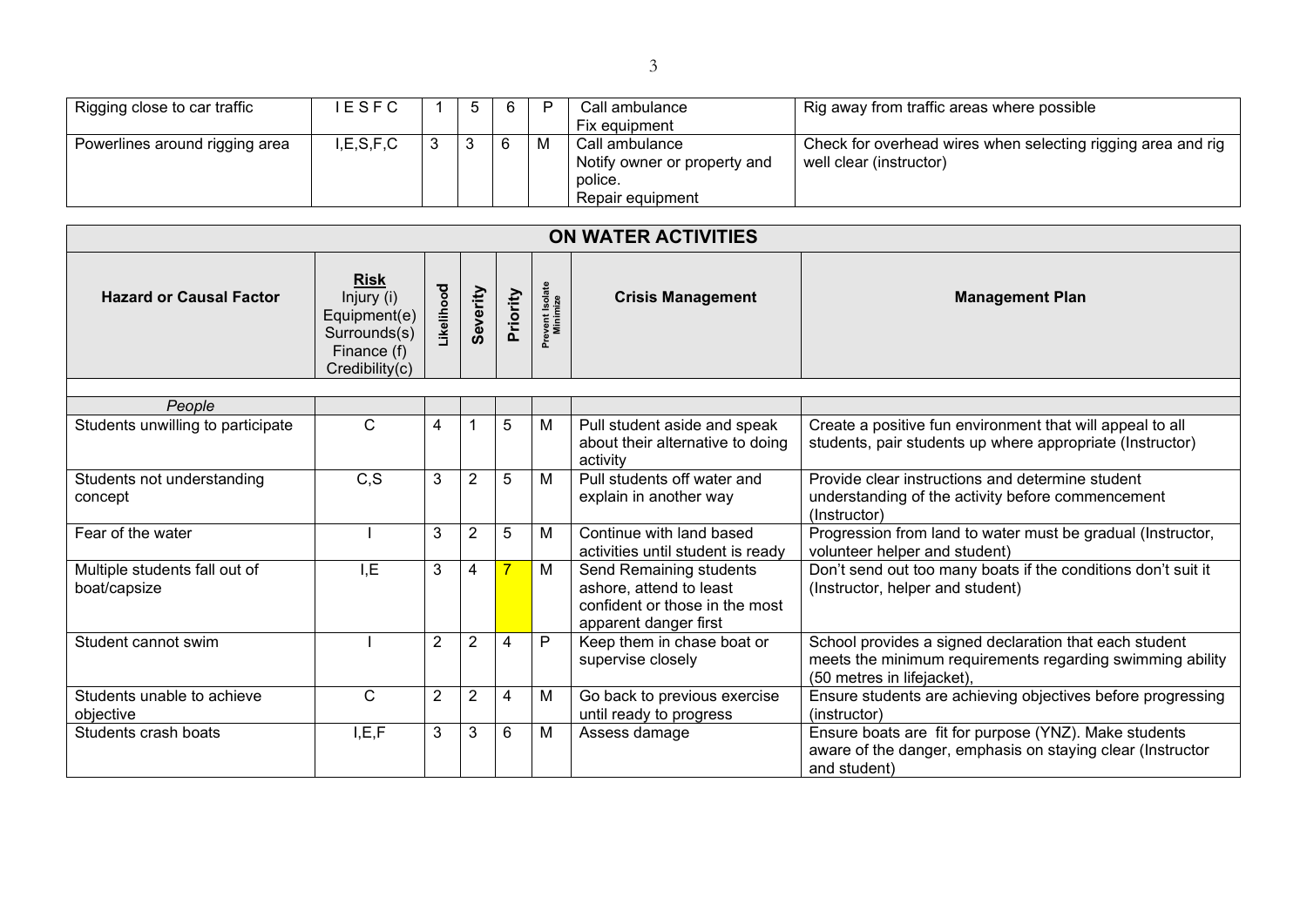| Rigging close to car traffic | I E S F C | 1 | 5 | 6 | P | Call ambulance<br>Fix equipment | Rig away from traffic areas where possible |
|---|---|---|---|---|---|---|---|
| Powerlines around rigging area | I,E,S,F,C | 3 | 3 | 6 | M | Call ambulance<br>Notify owner or property and police.<br>Repair equipment | Check for overhead wires when selecting rigging area and rig well clear (instructor) |

| **ON WATER ACTIVITIES** | | | | | | | |
|---|---|---|---|---|---|---|---|
| **Hazard or Causal Factor** | **Risk**<br>Injury (i)<br>Equipment(e)<br>Surrounds(s)<br>Finance (f)<br>Credibility(c) | **Likelihood** | **Severity** | **Priority** | **Prevent Isolate Minimize** | **Crisis Management** | **Management Plan** |
| | | | | | | | |
| *People* | | | | | | | |
| Students unwilling to participate | C | 4 | 1 | 5 | M | Pull student aside and speak about their alternative to doing activity | Create a positive fun environment that will appeal to all students, pair students up where appropriate (Instructor) |
| Students not understanding concept | C,S | 3 | 2 | 5 | M | Pull students off water and explain in another way | Provide clear instructions and determine student understanding of the activity before commencement (Instructor) |
| Fear of the water | I | 3 | 2 | 5 | M | Continue with land based activities until student is ready | Progression from land to water must be gradual (Instructor, volunteer helper and student) |
| Multiple students fall out of boat/capsize | I,E | 3 | 4 | 7 | M | Send Remaining students ashore, attend to least confident or those in the most apparent danger first | Don't send out too many boats if the conditions don't suit it (Instructor, helper and student) |
| Student cannot swim | I | 2 | 2 | 4 | P | Keep them in chase boat or supervise closely | School provides a signed declaration that each student meets the minimum requirements regarding swimming ability (50 metres in lifejacket), |
| Students unable to achieve objective | C | 2 | 2 | 4 | M | Go back to previous exercise until ready to progress | Ensure students are achieving objectives before progressing (instructor) |
| Students crash boats | I,E,F | 3 | 3 | 6 | M | Assess damage | Ensure boats are fit for purpose (YNZ). Make students aware of the danger, emphasis on staying clear (Instructor and student) |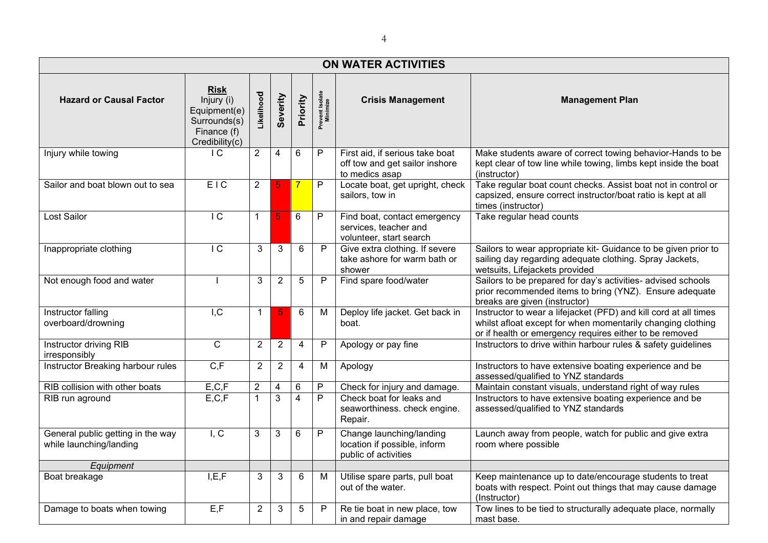| ON WATER ACTIVITIES | | | | | | | |
|---|---|---|---|---|---|---|---|
| **Hazard or Causal Factor** | **Risk** Injury (i) Equipment(e) Surrounds(s) Finance (f) Credibility(c) | **Likelihood** | **Severity** | **Priority** | **Prevent Isolate Minimize** | **Crisis Management** | **Management Plan** |
| Injury while towing | I C | 2 | 4 | 6 | P | First aid, if serious take boat off tow and get sailor inshore to medics asap | Make students aware of correct towing behavior-Hands to be kept clear of tow line while towing, limbs kept inside the boat (instructor) |
| Sailor and boat blown out to sea | E I C | 2 | 5 | 7 | P | Locate boat, get upright, check sailors, tow in | Take regular boat count checks. Assist boat not in control or capsized, ensure correct instructor/boat ratio is kept at all times (instructor) |
| Lost Sailor | I C | 1 | 5 | 6 | P | Find boat, contact emergency services, teacher and volunteer, start search | Take regular head counts |
| Inappropriate clothing | I C | 3 | 3 | 6 | P | Give extra clothing. If severe take ashore for warm bath or shower | Sailors to wear appropriate kit- Guidance to be given prior to sailing day regarding adequate clothing. Spray Jackets, wetsuits, Lifejackets provided |
| Not enough food and water | I | 3 | 2 | 5 | P | Find spare food/water | Sailors to be prepared for day's activities- advised schools prior recommended items to bring (YNZ). Ensure adequate breaks are given (instructor) |
| Instructor falling overboard/drowning | I,C | 1 | 5 | 6 | M | Deploy life jacket. Get back in boat. | Instructor to wear a lifejacket (PFD) and kill cord at all times whilst afloat except for when momentarily changing clothing or if health or emergency requires either to be removed |
| Instructor driving RIB irresponsibly | C | 2 | 2 | 4 | P | Apology or pay fine | Instructors to drive within harbour rules & safety guidelines |
| Instructor Breaking harbour rules | C,F | 2 | 2 | 4 | M | Apology | Instructors to have extensive boating experience and be assessed/qualified to YNZ standards |
| RIB collision with other boats | E,C,F | 2 | 4 | 6 | P | Check for injury and damage. | Maintain constant visuals, understand right of way rules |
| RIB run aground | E,C,F | 1 | 3 | 4 | P | Check boat for leaks and seaworthiness. check engine. Repair. | Instructors to have extensive boating experience and be assessed/qualified to YNZ standards |
| General public getting in the way while launching/landing | I, C | 3 | 3 | 6 | P | Change launching/landing location if possible, inform public of activities | Launch away from people, watch for public and give extra room where possible |
| *Equipment* | | | | | | | |
| Boat breakage | I,E,F | 3 | 3 | 6 | M | Utilise spare parts, pull boat out of the water. | Keep maintenance up to date/encourage students to treat boats with respect. Point out things that may cause damage (Instructor) |
| Damage to boats when towing | E,F | 2 | 3 | 5 | P | Re tie boat in new place, tow in and repair damage | Tow lines to be tied to structurally adequate place, normally mast base. |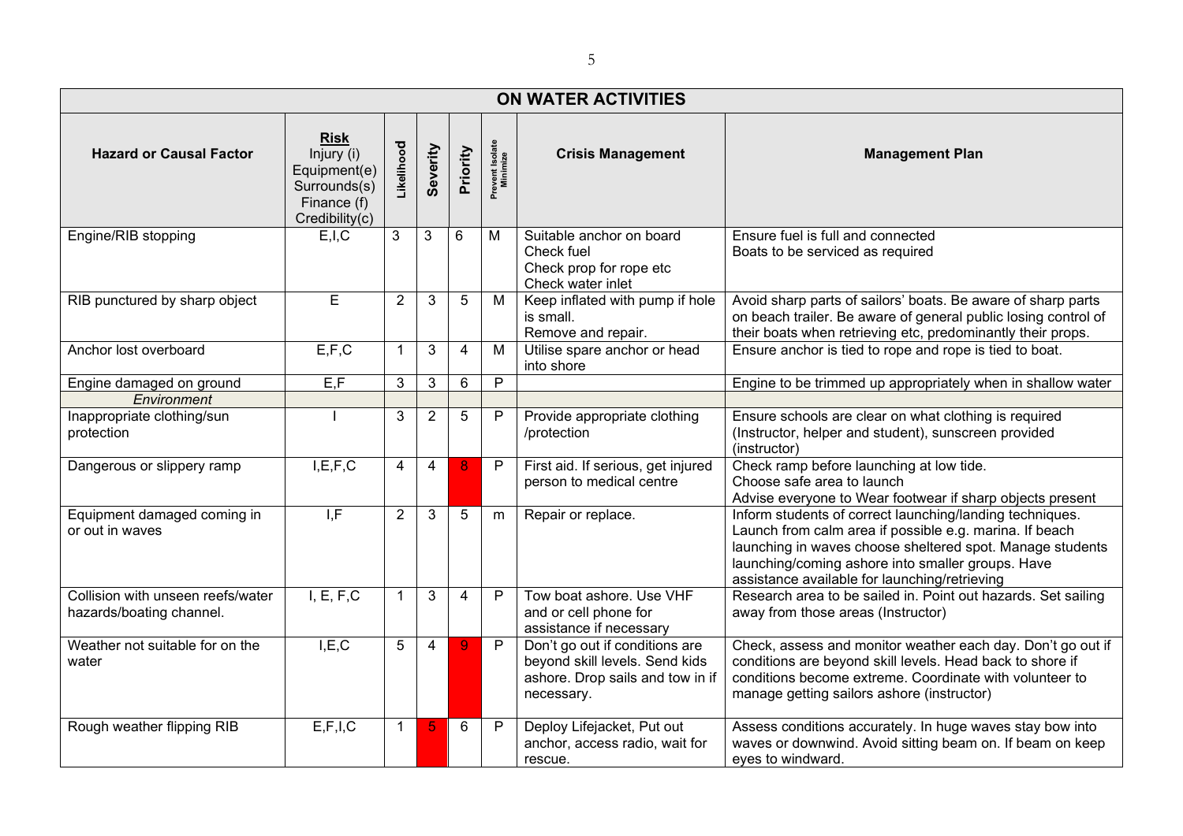| ON WATER ACTIVITIES | | | | | | | |
|---|---|---|---|---|---|---|---|
| **Hazard or Causal Factor** | **Risk** Injury (i) Equipment(e) Surrounds(s) Finance (f) Credibility(c) | **Likelihood** | **Severity** | **Priority** | **Prevent Isolate Minimize** | **Crisis Management** | **Management Plan** |
| Engine/RIB stopping | E,I,C | 3 | 3 | 6 | M | Suitable anchor on board<br>Check fuel<br>Check prop for rope etc<br>Check water inlet | Ensure fuel is full and connected<br>Boats to be serviced as required |
| RIB punctured by sharp object | E | 2 | 3 | 5 | M | Keep inflated with pump if hole is small.<br>Remove and repair. | Avoid sharp parts of sailors' boats. Be aware of sharp parts on beach trailer. Be aware of general public losing control of their boats when retrieving etc, predominantly their props. |
| Anchor lost overboard | E,F,C | 1 | 3 | 4 | M | Utilise spare anchor or head into shore | Ensure anchor is tied to rope and rope is tied to boat. |
| Engine damaged on ground | E,F | 3 | 3 | 6 | P | | Engine to be trimmed up appropriately when in shallow water |
| *Environment* | | | | | | | |
| Inappropriate clothing/sun protection | I | 3 | 2 | 5 | P | Provide appropriate clothing /protection | Ensure schools are clear on what clothing is required (Instructor, helper and student), sunscreen provided (instructor) |
| Dangerous or slippery ramp | I,E,F,C | 4 | 4 | 8 | P | First aid. If serious, get injured person to medical centre | Check ramp before launching at low tide.<br>Choose safe area to launch<br>Advise everyone to Wear footwear if sharp objects present |
| Equipment damaged coming in or out in waves | I,F | 2 | 3 | 5 | m | Repair or replace. | Inform students of correct launching/landing techniques. Launch from calm area if possible e.g. marina. If beach launching in waves choose sheltered spot. Manage students launching/coming ashore into smaller groups. Have assistance available for launching/retrieving |
| Collision with unseen reefs/water hazards/boating channel. | I, E, F,C | 1 | 3 | 4 | P | Tow boat ashore. Use VHF and or cell phone for assistance if necessary | Research area to be sailed in. Point out hazards. Set sailing away from those areas (Instructor) |
| Weather not suitable for on the water | I,E,C | 5 | 4 | 9 | P | Don't go out if conditions are beyond skill levels. Send kids ashore. Drop sails and tow in if necessary. | Check, assess and monitor weather each day. Don't go out if conditions are beyond skill levels. Head back to shore if conditions become extreme. Coordinate with volunteer to manage getting sailors ashore (instructor) |
| Rough weather flipping RIB | E,F,I,C | 1 | 5 | 6 | P | Deploy Lifejacket, Put out anchor, access radio, wait for rescue. | Assess conditions accurately. In huge waves stay bow into waves or downwind. Avoid sitting beam on. If beam on keep eyes to windward. |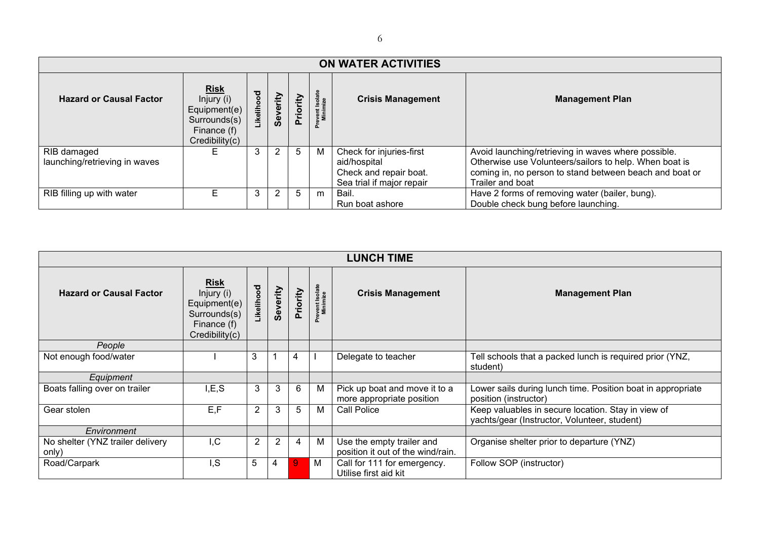| ON WATER ACTIVITIES | | | | | | | |
|---|---|---|---|---|---|---|---|
| **Hazard or Causal Factor** | **Risk** Injury (i) Equipment(e) Surrounds(s) Finance (f) Credibility(c) | **Likelihood** | **Severity** | **Priority** | **Prevent Isolate Minimize** | **Crisis Management** | **Management Plan** |
| RIB damaged launching/retrieving in waves | E | 3 | 2 | 5 | M | Check for injuries-first aid/hospital<br>Check and repair boat.<br>Sea trial if major repair | Avoid launching/retrieving in waves where possible. Otherwise use Volunteers/sailors to help. When boat is coming in, no person to stand between beach and boat or Trailer and boat |
| RIB filling up with water | E | 3 | 2 | 5 | m | Bail.<br>Run boat ashore | Have 2 forms of removing water (bailer, bung).<br>Double check bung before launching. |

| LUNCH TIME | | | | | | | |
|---|---|---|---|---|---|---|---|
| **Hazard or Causal Factor** | **Risk** Injury (i) Equipment(e) Surrounds(s) Finance (f) Credibility(c) | **Likelihood** | **Severity** | **Priority** | **Prevent Isolate Minimize** | **Crisis Management** | **Management Plan** |
| *People* | | | | | | | |
| Not enough food/water | I | 3 | 1 | 4 | I | Delegate to teacher | Tell schools that a packed lunch is required prior (YNZ, student) |
| *Equipment* | | | | | | | |
| Boats falling over on trailer | I,E,S | 3 | 3 | 6 | M | Pick up boat and move it to a more appropriate position | Lower sails during lunch time. Position boat in appropriate position (instructor) |
| Gear stolen | E,F | 2 | 3 | 5 | M | Call Police | Keep valuables in secure location. Stay in view of yachts/gear (Instructor, Volunteer, student) |
| *Environment* | | | | | | | |
| No shelter (YNZ trailer delivery only) | I,C | 2 | 2 | 4 | M | Use the empty trailer and position it out of the wind/rain. | Organise shelter prior to departure (YNZ) |
| Road/Carpark | I,S | 5 | 4 | 9 | M | Call for 111 for emergency.<br>Utilise first aid kit | Follow SOP (instructor) |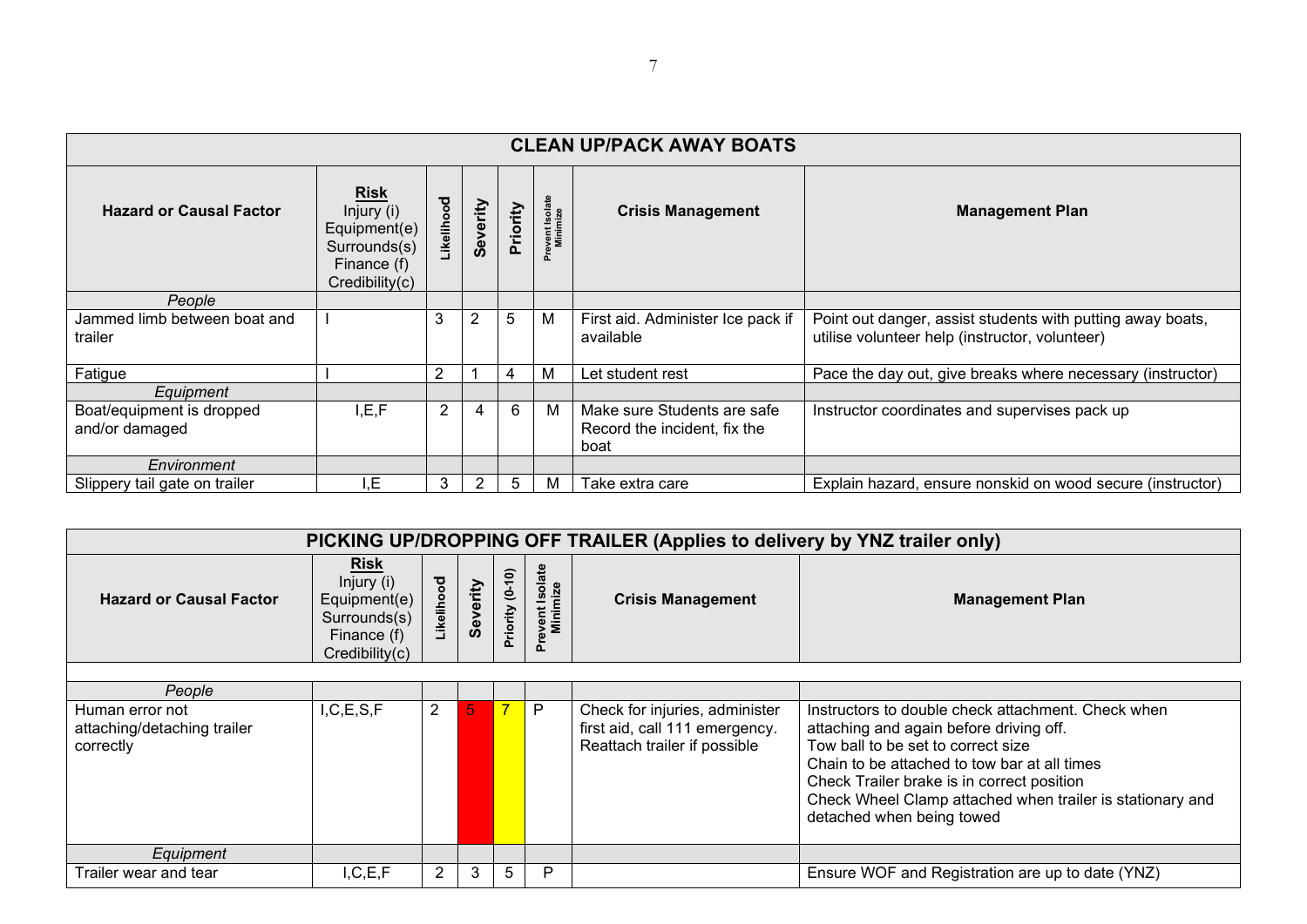| CLEAN UP/PACK AWAY BOATS | | | | | | | |
|---|---|---|---|---|---|---|---|
| **Hazard or Causal Factor** | **Risk** Injury (i) Equipment(e) Surrounds(s) Finance (f) Credibility(c) | **Likelihood** | **Severity** | **Priority** | **Prevent Isolate Minimize** | **Crisis Management** | **Management Plan** |
| *People* | | | | | | | |
| Jammed limb between boat and trailer | I | 3 | 2 | 5 | M | First aid. Administer Ice pack if available | Point out danger, assist students with putting away boats, utilise volunteer help (instructor, volunteer) |
| Fatigue | I | 2 | 1 | 4 | M | Let student rest | Pace the day out, give breaks where necessary (instructor) |
| *Equipment* | | | | | | | |
| Boat/equipment is dropped and/or damaged | I,E,F | 2 | 4 | 6 | M | Make sure Students are safe Record the incident, fix the boat | Instructor coordinates and supervises pack up |
| *Environment* | | | | | | | |
| Slippery tail gate on trailer | I,E | 3 | 2 | 5 | M | Take extra care | Explain hazard, ensure nonskid on wood secure (instructor) |

| PICKING UP/DROPPING OFF TRAILER (Applies to delivery by YNZ trailer only) | | | | | | | |
|---|---|---|---|---|---|---|---|
| **Hazard or Causal Factor** | **Risk** Injury (i) Equipment(e) Surrounds(s) Finance (f) Credibility(c) | **Likelihood** | **Severity** | **Priority (0-10)** | **Prevent Isolate Minimize** | **Crisis Management** | **Management Plan** |
| *People* | | | | | | | |
| Human error not attaching/detaching trailer correctly | I,C,E,S,F | 2 | 5 | 7 | P | Check for injuries, administer first aid, call 111 emergency. Reattach trailer if possible | Instructors to double check attachment. Check when attaching and again before driving off. Tow ball to be set to correct size Chain to be attached to tow bar at all times Check Trailer brake is in correct position Check Wheel Clamp attached when trailer is stationary and detached when being towed |
| *Equipment* | | | | | | | |
| Trailer wear and tear | I,C,E,F | 2 | 3 | 5 | P | | Ensure WOF and Registration are up to date (YNZ) |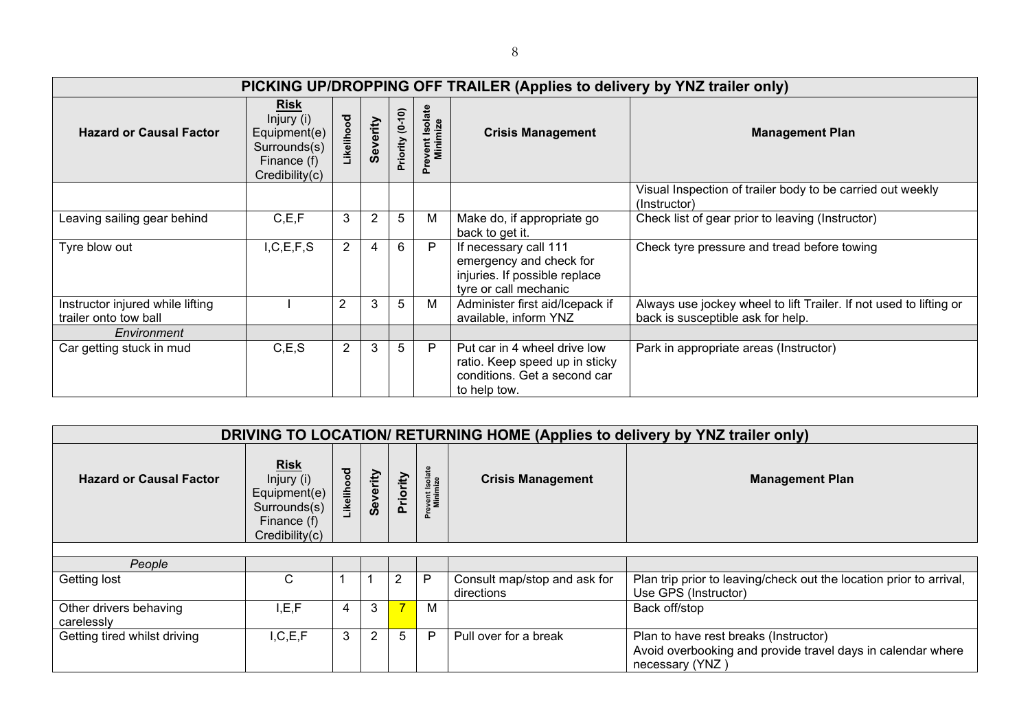| PICKING UP/DROPPING OFF TRAILER (Applies to delivery by YNZ trailer only) | | | | | | | |
|---|---|---|---|---|---|---|---|
| **Hazard or Causal Factor** | **Risk** Injury (i) Equipment(e) Surrounds(s) Finance (f) Credibility(c) | **Likelihood** | **Severity** | **Priority (0-10)** | **Prevent Isolate Minimize** | **Crisis Management** | **Management Plan** |
| | | | | | | | Visual Inspection of trailer body to be carried out weekly (Instructor) |
| Leaving sailing gear behind | C,E,F | 3 | 2 | 5 | M | Make do, if appropriate go back to get it. | Check list of gear prior to leaving (Instructor) |
| Tyre blow out | I,C,E,F,S | 2 | 4 | 6 | P | If necessary call 111 emergency and check for injuries. If possible replace tyre or call mechanic | Check tyre pressure and tread before towing |
| Instructor injured while lifting trailer onto tow ball | I | 2 | 3 | 5 | M | Administer first aid/Icepack if available, inform YNZ | Always use jockey wheel to lift Trailer. If not used to lifting or back is susceptible ask for help. |
| *Environment* | | | | | | | |
| Car getting stuck in mud | C,E,S | 2 | 3 | 5 | P | Put car in 4 wheel drive low ratio. Keep speed up in sticky conditions. Get a second car to help tow. | Park in appropriate areas (Instructor) |

| DRIVING TO LOCATION/ RETURNING HOME (Applies to delivery by YNZ trailer only) | | | | | | | |
|---|---|---|---|---|---|---|---|
| **Hazard or Causal Factor** | **Risk** Injury (i) Equipment(e) Surrounds(s) Finance (f) Credibility(c) | **Likelihood** | **Severity** | **Priority** | **Prevent Isolate Minimize** | **Crisis Management** | **Management Plan** |
| *People* | | | | | | | |
| Getting lost | C | 1 | 1 | 2 | P | Consult map/stop and ask for directions | Plan trip prior to leaving/check out the location prior to arrival, Use GPS (Instructor) |
| Other drivers behaving carelessly | I,E,F | 4 | 3 | 7 | M | | Back off/stop |
| Getting tired whilst driving | I,C,E,F | 3 | 2 | 5 | P | Pull over for a break | Plan to have rest breaks (Instructor) Avoid overbooking and provide travel days in calendar where necessary (YNZ ) |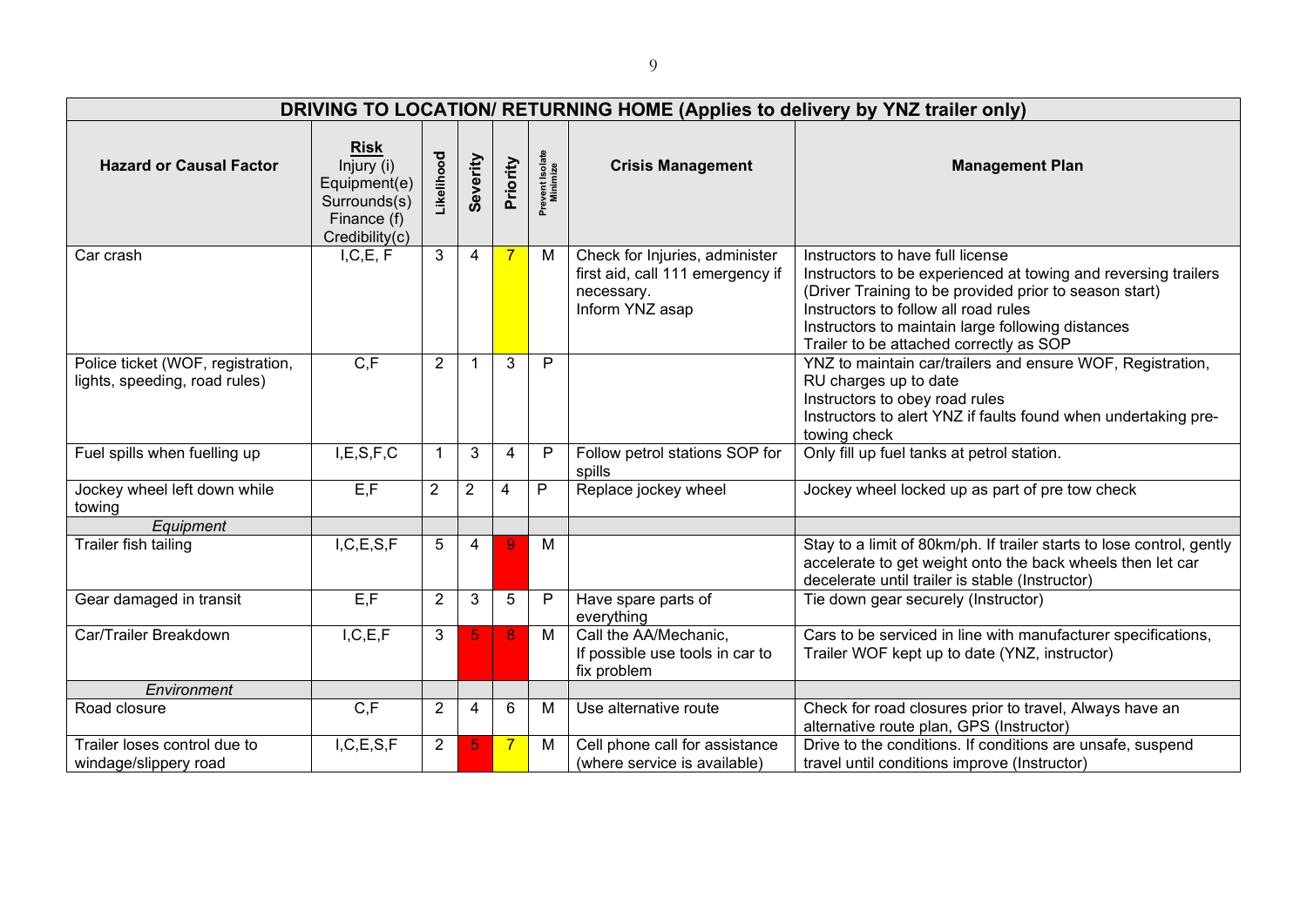| DRIVING TO LOCATION/ RETURNING HOME (Applies to delivery by YNZ trailer only) | | | | | | | |
|---|---|---|---|---|---|---|---|
| **Hazard or Causal Factor** | **Risk** Injury (i) Equipment(e) Surrounds(s) Finance (f) Credibility(c) | **Likelihood** | **Severity** | **Priority** | **Prevent Isolate Minimize** | **Crisis Management** | **Management Plan** |
| Car crash | I,C,E, F | 3 | 4 | 7 | M | Check for Injuries, administer first aid, call 111 emergency if necessary.<br>Inform YNZ asap | Instructors to have full license<br>Instructors to be experienced at towing and reversing trailers (Driver Training to be provided prior to season start)<br>Instructors to follow all road rules<br>Instructors to maintain large following distances<br>Trailer to be attached correctly as SOP |
| Police ticket (WOF, registration, lights, speeding, road rules) | C,F | 2 | 1 | 3 | P | | YNZ to maintain car/trailers and ensure WOF, Registration, RU charges up to date<br>Instructors to obey road rules<br>Instructors to alert YNZ if faults found when undertaking pre-towing check |
| Fuel spills when fuelling up | I,E,S,F,C | 1 | 3 | 4 | P | Follow petrol stations SOP for spills | Only fill up fuel tanks at petrol station. |
| Jockey wheel left down while towing | E,F | 2 | 2 | 4 | P | Replace jockey wheel | Jockey wheel locked up as part of pre tow check |
| *Equipment* | | | | | | | |
| Trailer fish tailing | I,C,E,S,F | 5 | 4 | 9 | M | | Stay to a limit of 80km/ph. If trailer starts to lose control, gently accelerate to get weight onto the back wheels then let car decelerate until trailer is stable (Instructor) |
| Gear damaged in transit | E,F | 2 | 3 | 5 | P | Have spare parts of everything | Tie down gear securely (Instructor) |
| Car/Trailer Breakdown | I,C,E,F | 3 | 5 | 8 | M | Call the AA/Mechanic,<br>If possible use tools in car to fix problem | Cars to be serviced in line with manufacturer specifications, Trailer WOF kept up to date (YNZ, instructor) |
| *Environment* | | | | | | | |
| Road closure | C,F | 2 | 4 | 6 | M | Use alternative route | Check for road closures prior to travel, Always have an alternative route plan, GPS (Instructor) |
| Trailer loses control due to windage/slippery road | I,C,E,S,F | 2 | 5 | 7 | M | Cell phone call for assistance (where service is available) | Drive to the conditions. If conditions are unsafe, suspend travel until conditions improve (Instructor) |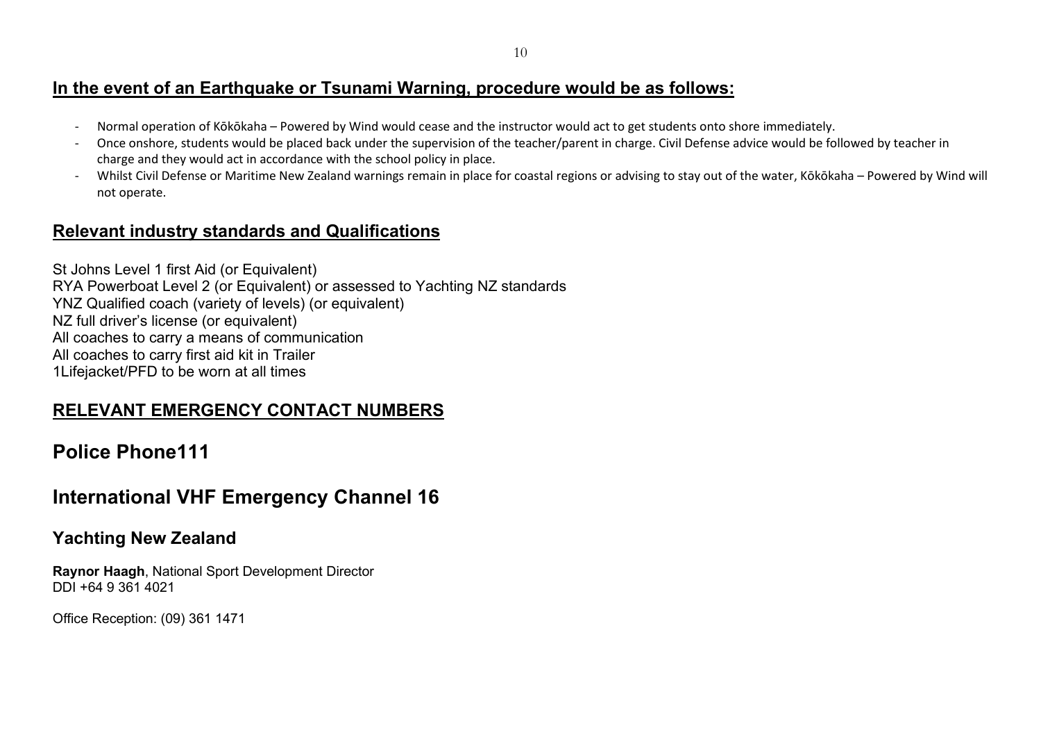## In the event of an Earthquake or Tsunami Warning, procedure would be as follows:

- Normal operation of Kōkōkaha – Powered by Wind would cease and the instructor would act to get students onto shore immediately.
- Once onshore, students would be placed back under the supervision of the teacher/parent in charge. Civil Defense advice would be followed by teacher in charge and they would act in accordance with the school policy in place.
- Whilst Civil Defense or Maritime New Zealand warnings remain in place for coastal regions or advising to stay out of the water, Kōkōkaha – Powered by Wind will not operate.

## Relevant industry standards and Qualifications

St Johns Level 1 first Aid (or Equivalent)
RYA Powerboat Level 2 (or Equivalent) or assessed to Yachting NZ standards
YNZ Qualified coach (variety of levels) (or equivalent)
NZ full driver's license (or equivalent)
All coaches to carry a means of communication
All coaches to carry first aid kit in Trailer
1Lifejacket/PFD to be worn at all times

## RELEVANT EMERGENCY CONTACT NUMBERS

# Police Phone111

# International VHF Emergency Channel 16

## Yachting New Zealand

**Raynor Haagh**, National Sport Development Director
DDI +64 9 361 4021

Office Reception: (09) 361 1471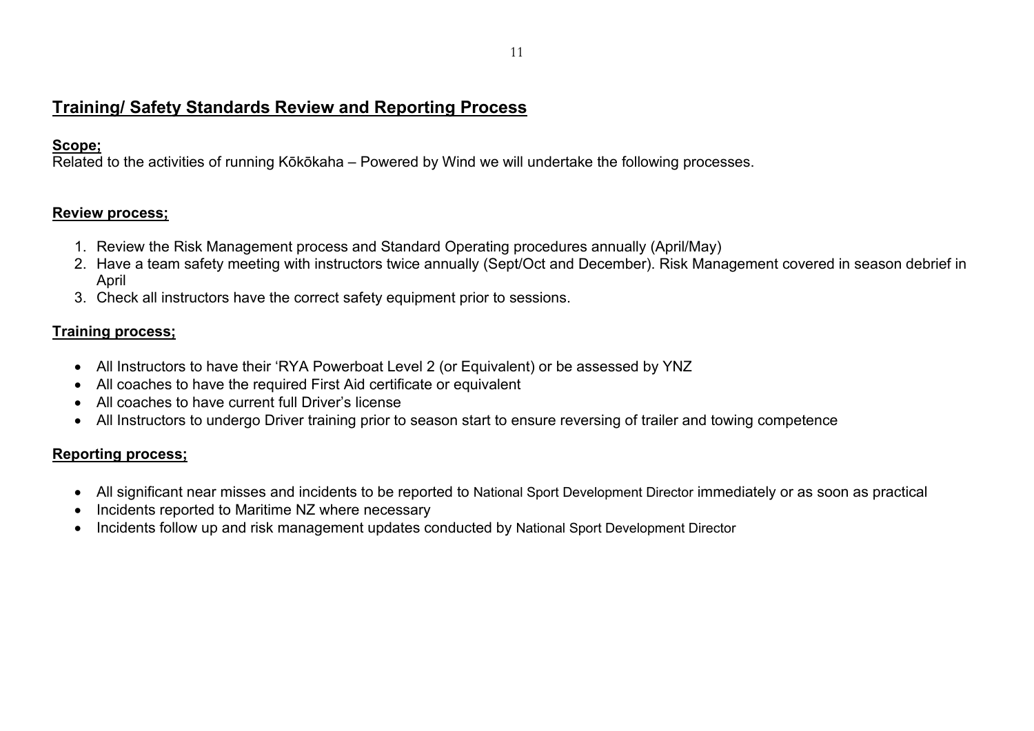## Training/ Safety Standards Review and Reporting Process

**Scope;**

Related to the activities of running Kōkōkaha – Powered by Wind we will undertake the following processes.

**Review process;**

1. Review the Risk Management process and Standard Operating procedures annually (April/May)
2. Have a team safety meeting with instructors twice annually (Sept/Oct and December). Risk Management covered in season debrief in April
3. Check all instructors have the correct safety equipment prior to sessions.

**Training process;**

- All Instructors to have their 'RYA Powerboat Level 2 (or Equivalent) or be assessed by YNZ
- All coaches to have the required First Aid certificate or equivalent
- All coaches to have current full Driver's license
- All Instructors to undergo Driver training prior to season start to ensure reversing of trailer and towing competence

**Reporting process;**

- All significant near misses and incidents to be reported to National Sport Development Director immediately or as soon as practical
- Incidents reported to Maritime NZ where necessary
- Incidents follow up and risk management updates conducted by National Sport Development Director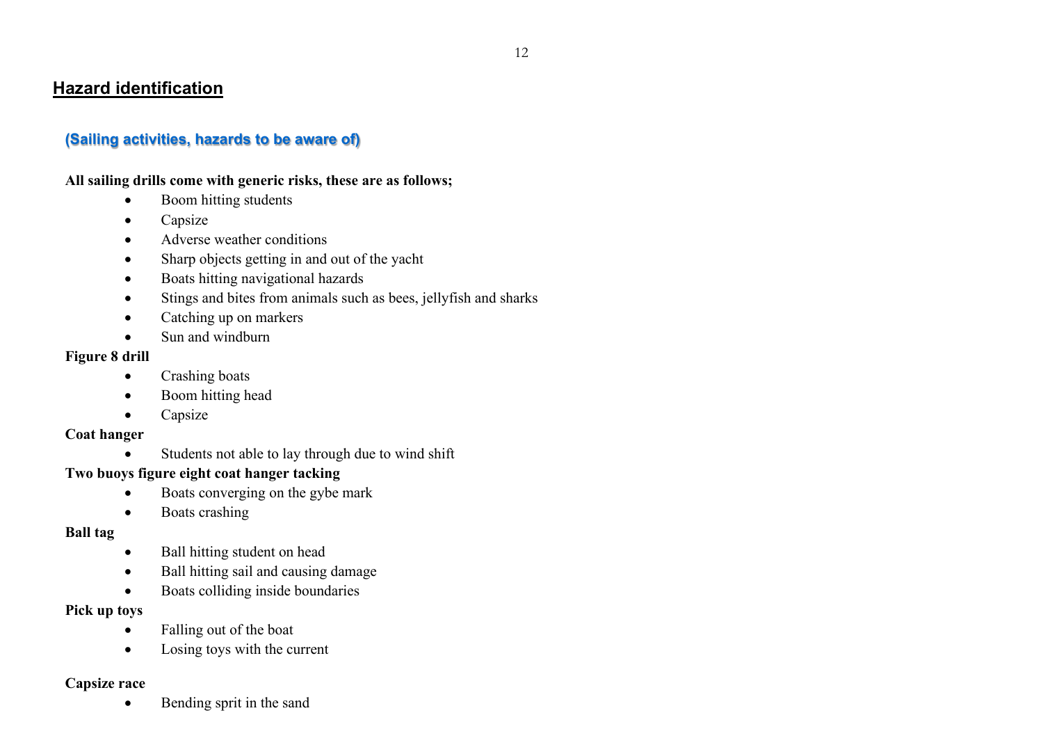## Hazard identification

### (Sailing activities, hazards to be aware of)

**All sailing drills come with generic risks, these are as follows;**

- Boom hitting students
- Capsize
- Adverse weather conditions
- Sharp objects getting in and out of the yacht
- Boats hitting navigational hazards
- Stings and bites from animals such as bees, jellyfish and sharks
- Catching up on markers
- Sun and windburn

**Figure 8 drill**

- Crashing boats
- Boom hitting head
- Capsize

**Coat hanger**

- Students not able to lay through due to wind shift

**Two buoys figure eight coat hanger tacking**

- Boats converging on the gybe mark
- Boats crashing

**Ball tag**

- Ball hitting student on head
- Ball hitting sail and causing damage
- Boats colliding inside boundaries

**Pick up toys**

- Falling out of the boat
- Losing toys with the current

**Capsize race**

- Bending sprit in the sand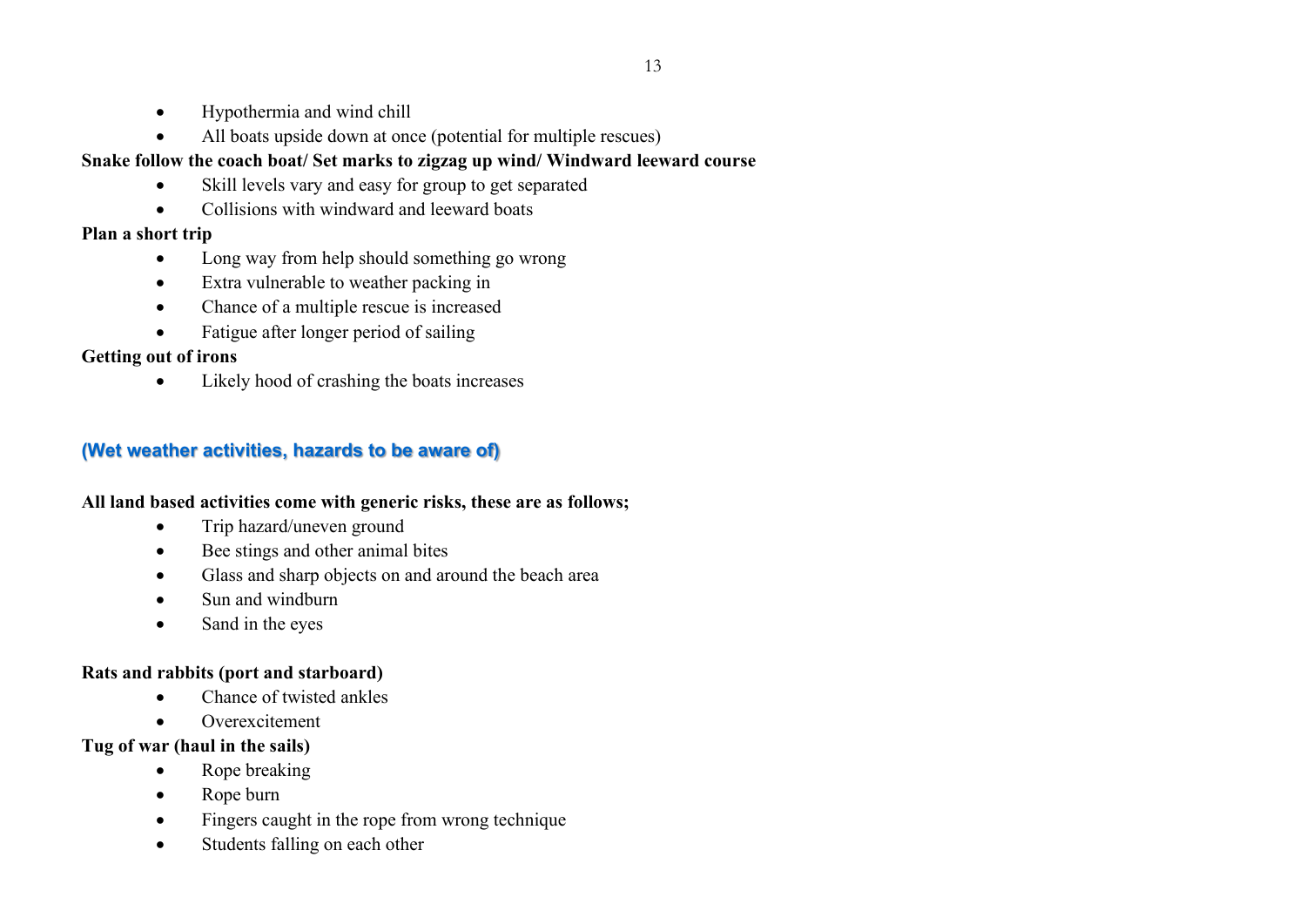- Hypothermia and wind chill
- All boats upside down at once (potential for multiple rescues)

**Snake follow the coach boat/ Set marks to zigzag up wind/ Windward leeward course**

- Skill levels vary and easy for group to get separated
- Collisions with windward and leeward boats

**Plan a short trip**

- Long way from help should something go wrong
- Extra vulnerable to weather packing in
- Chance of a multiple rescue is increased
- Fatigue after longer period of sailing

**Getting out of irons**

- Likely hood of crashing the boats increases

## (Wet weather activities, hazards to be aware of)

**All land based activities come with generic risks, these are as follows;**

- Trip hazard/uneven ground
- Bee stings and other animal bites
- Glass and sharp objects on and around the beach area
- Sun and windburn
- Sand in the eyes

**Rats and rabbits (port and starboard)**

- Chance of twisted ankles
- Overexcitement

**Tug of war (haul in the sails)**

- Rope breaking
- Rope burn
- Fingers caught in the rope from wrong technique
- Students falling on each other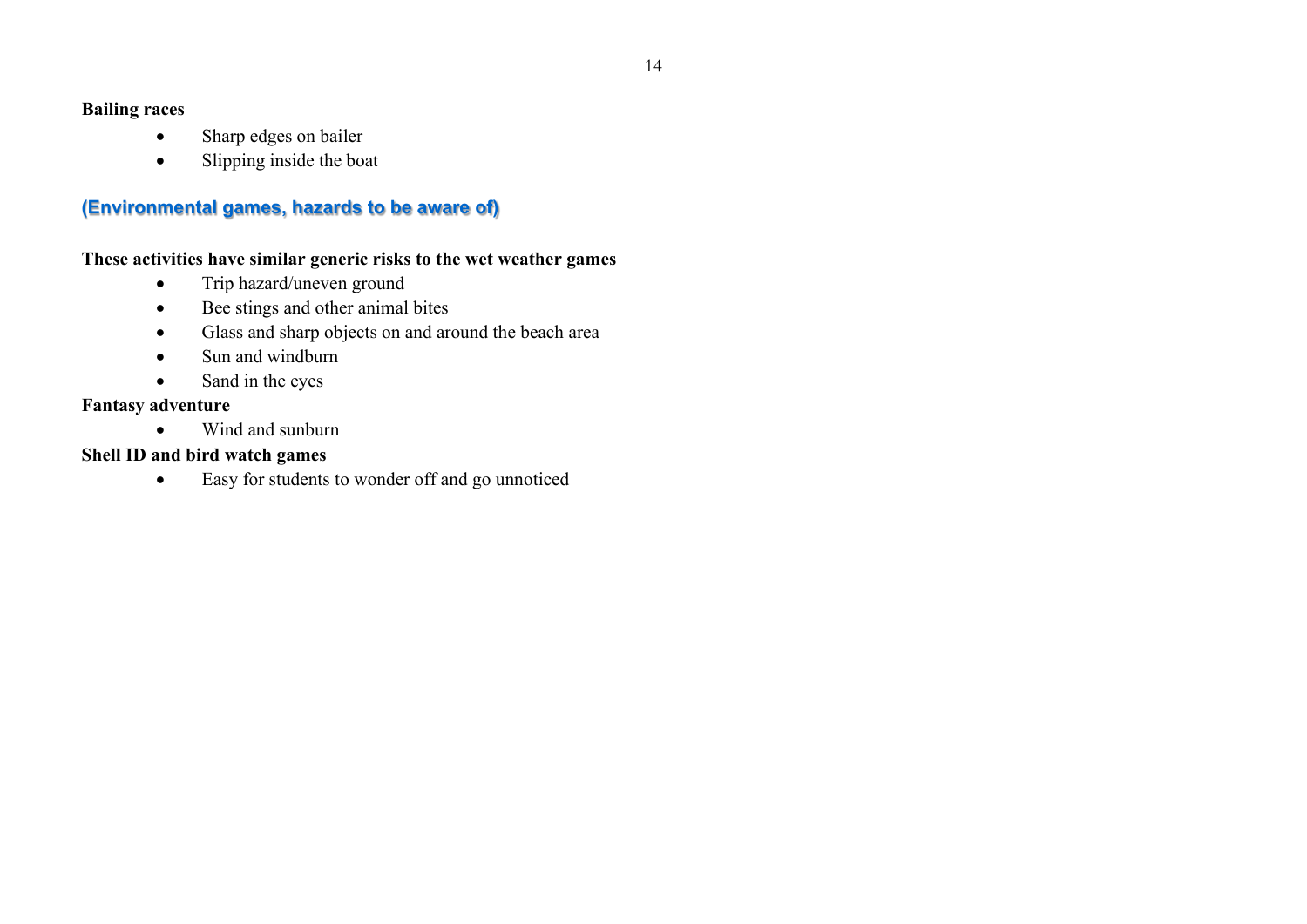**Bailing races**

- Sharp edges on bailer
- Slipping inside the boat

## (Environmental games, hazards to be aware of)

**These activities have similar generic risks to the wet weather games**

- Trip hazard/uneven ground
- Bee stings and other animal bites
- Glass and sharp objects on and around the beach area
- Sun and windburn
- Sand in the eyes

**Fantasy adventure**

- Wind and sunburn

**Shell ID and bird watch games**

- Easy for students to wonder off and go unnoticed